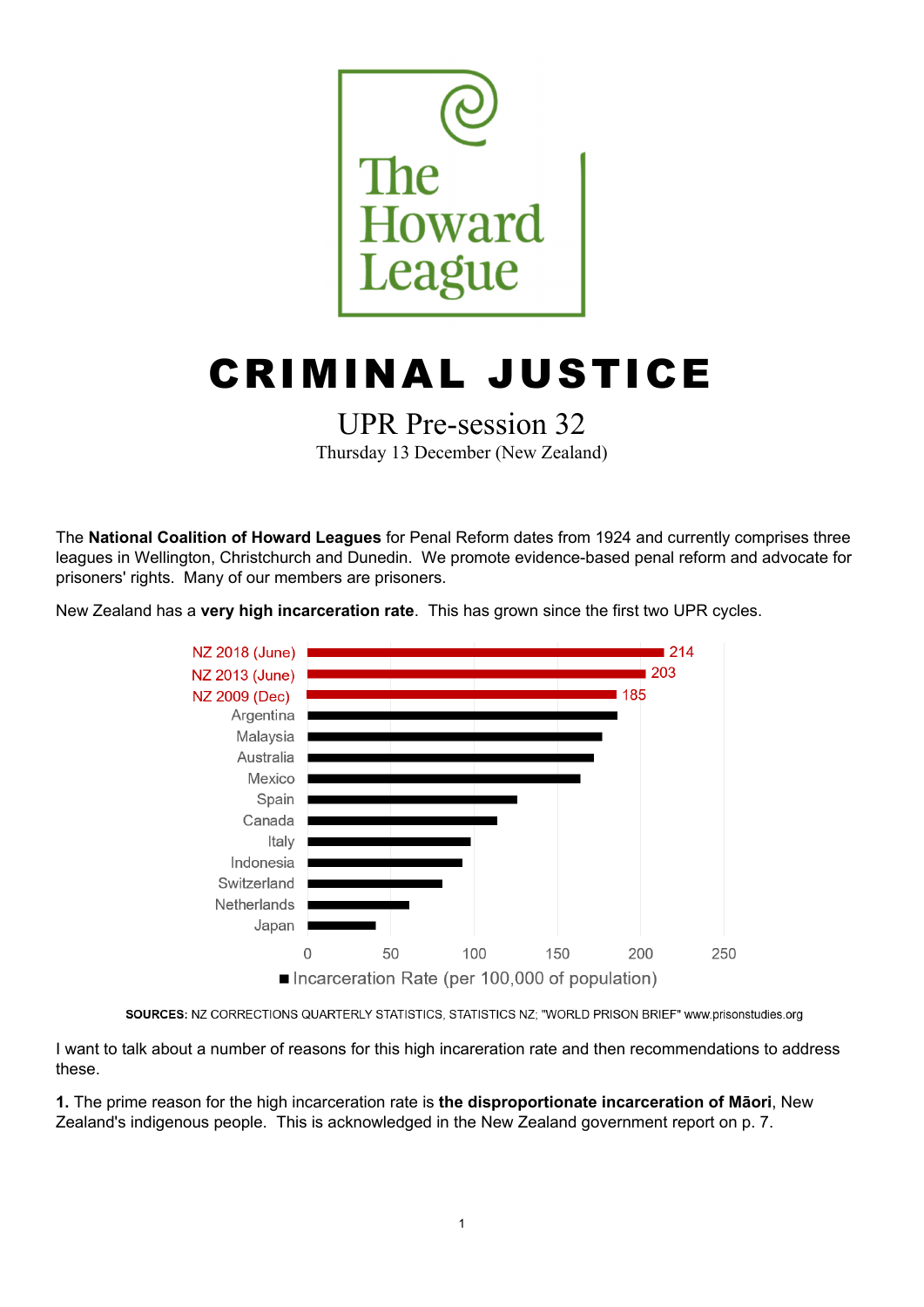The Howard League

# CRIMINAL JUSTICE

## UPR Pre-session 32

Thursday 13 December (New Zealand)

The **National Coalition of Howard Leagues** for Penal Reform dates from 1924 and currently comprises three leagues in Wellington, Christchurch and Dunedin. We promote evidence-based penal reform and advocate for prisoners' rights. Many of our members are prisoners.

New Zealand has a **very high incarceration rate**. This has grown since the first two UPR cycles.

| Country | Incarceration Rate (per 100,000 of population) |
|---|---|
| NZ 2018 (June) | 214 |
| NZ 2013 (June) | 203 |
| NZ 2009 (Dec) | 185 |
| Argentina | |
| Malaysia | |
| Australia | |
| Mexico | |
| Spain | |
| Canada | |
| Italy | |
| Indonesia | |
| Switzerland | |
| Netherlands | |
| Japan | |

**SOURCES:** NZ CORRECTIONS QUARTERLY STATISTICS, STATISTICS NZ; "WORLD PRISON BRIEF" www.prisonstudies.org

I want to talk about a number of reasons for this high incareration rate and then recommendations to address these.

**1.** The prime reason for the high incarceration rate is **the disproportionate incarceration of Māori**, New Zealand's indigenous people. This is acknowledged in the New Zealand government report on p. 7.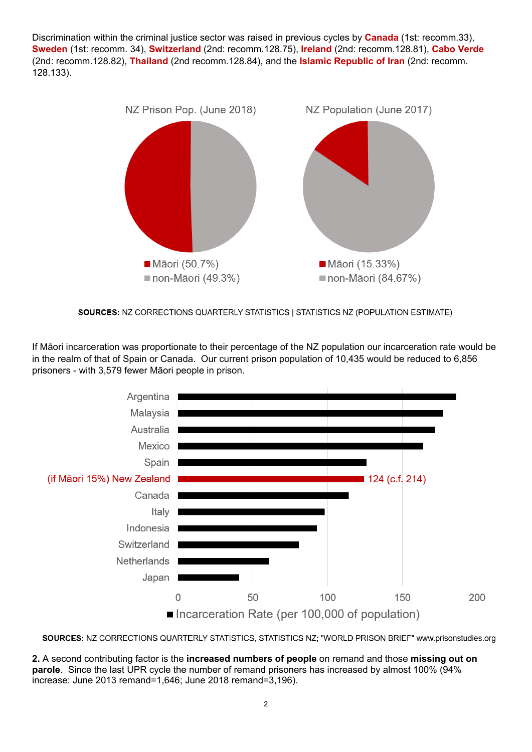Discrimination within the criminal justice sector was raised in previous cycles by **Canada** (1st: recomm.33), **Sweden** (1st: recomm. 34), **Switzerland** (2nd: recomm.128.75), **Ireland** (2nd: recomm.128.81), **Cabo Verde** (2nd: recomm.128.82), **Thailand** (2nd recomm.128.84), and the **Islamic Republic of Iran** (2nd: recomm. 128.133).

NZ Prison Pop. (June 2018)

- Māori (50.7%)
- non-Māori (49.3%)

NZ Population (June 2017)

- Māori (15.33%)
- non-Māori (84.67%)

**SOURCES:** NZ CORRECTIONS QUARTERLY STATISTICS | STATISTICS NZ (POPULATION ESTIMATE)

If Māori incarceration was proportionate to their percentage of the NZ population our incarceration rate would be in the realm of that of Spain or Canada. Our current prison population of 10,435 would be reduced to 6,856 prisoners - with 3,579 fewer Māori people in prison.

Incarceration Rate (per 100,000 of population)

- Argentina
- Malaysia
- Australia
- Mexico
- Spain
- (if Māori 15%) New Zealand — 124 (c.f. 214)
- Canada
- Italy
- Indonesia
- Switzerland
- Netherlands
- Japan

**SOURCES:** NZ CORRECTIONS QUARTERLY STATISTICS, STATISTICS NZ; "WORLD PRISON BRIEF" www.prisonstudies.org

**2.** A second contributing factor is the **increased numbers of people** on remand and those **missing out on parole**. Since the last UPR cycle the number of remand prisoners has increased by almost 100% (94% increase: June 2013 remand=1,646; June 2018 remand=3,196).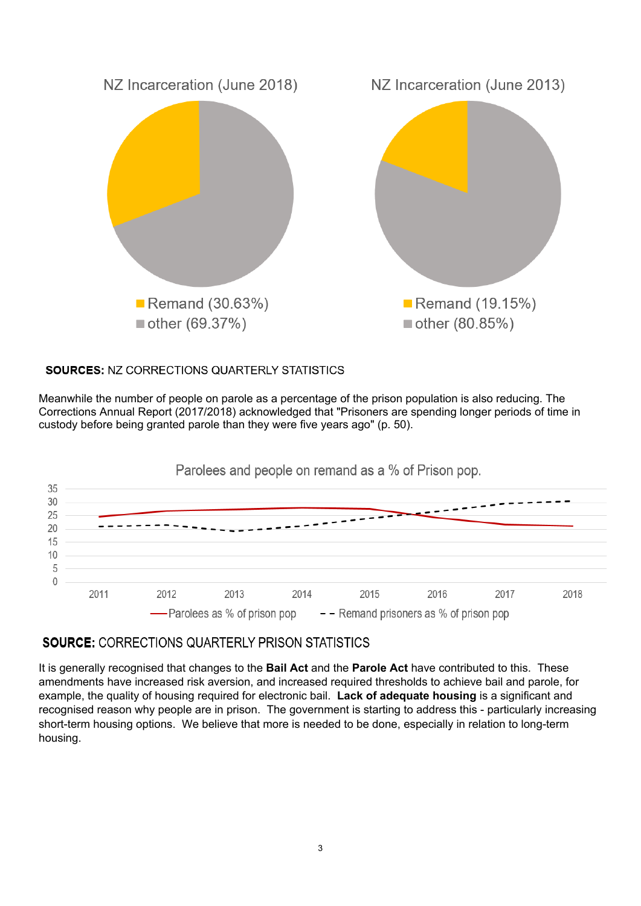NZ Incarceration (June 2018)

- Remand (30.63%)
- other (69.37%)

NZ Incarceration (June 2013)

- Remand (19.15%)
- other (80.85%)

**SOURCES:** NZ CORRECTIONS QUARTERLY STATISTICS

Meanwhile the number of people on parole as a percentage of the prison population is also reducing. The Corrections Annual Report (2017/2018) acknowledged that "Prisoners are spending longer periods of time in custody before being granted parole than they were five years ago" (p. 50).

Parolees and people on remand as a % of Prison pop.

- Parolees as % of prison pop
- Remand prisoners as % of prison pop

**SOURCE:** CORRECTIONS QUARTERLY PRISON STATISTICS

It is generally recognised that changes to the **Bail Act** and the **Parole Act** have contributed to this. These amendments have increased risk aversion, and increased required thresholds to achieve bail and parole, for example, the quality of housing required for electronic bail. **Lack of adequate housing** is a significant and recognised reason why people are in prison. The government is starting to address this - particularly increasing short-term housing options. We believe that more is needed to be done, especially in relation to long-term housing.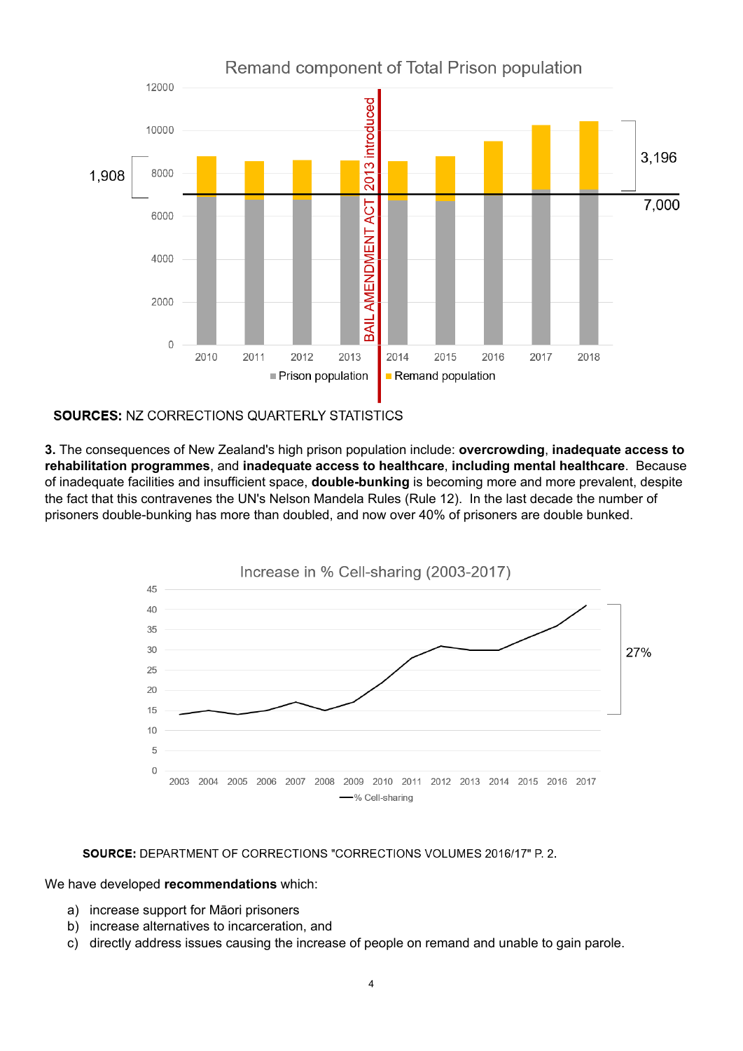**Remand component of Total Prison population**

**SOURCES:** NZ CORRECTIONS QUARTERLY STATISTICS

**3.** The consequences of New Zealand's high prison population include: **overcrowding**, **inadequate access to rehabilitation programmes**, and **inadequate access to healthcare**, **including mental healthcare**. Because of inadequate facilities and insufficient space, **double-bunking** is becoming more and more prevalent, despite the fact that this contravenes the UN's Nelson Mandela Rules (Rule 12). In the last decade the number of prisoners double-bunking has more than doubled, and now over 40% of prisoners are double bunked.

**Increase in % Cell-sharing (2003-2017)**

**SOURCE:** DEPARTMENT OF CORRECTIONS "CORRECTIONS VOLUMES 2016/17" P. 2.

We have developed **recommendations** which:

a) increase support for Māori prisoners
b) increase alternatives to incarceration, and
c) directly address issues causing the increase of people on remand and unable to gain parole.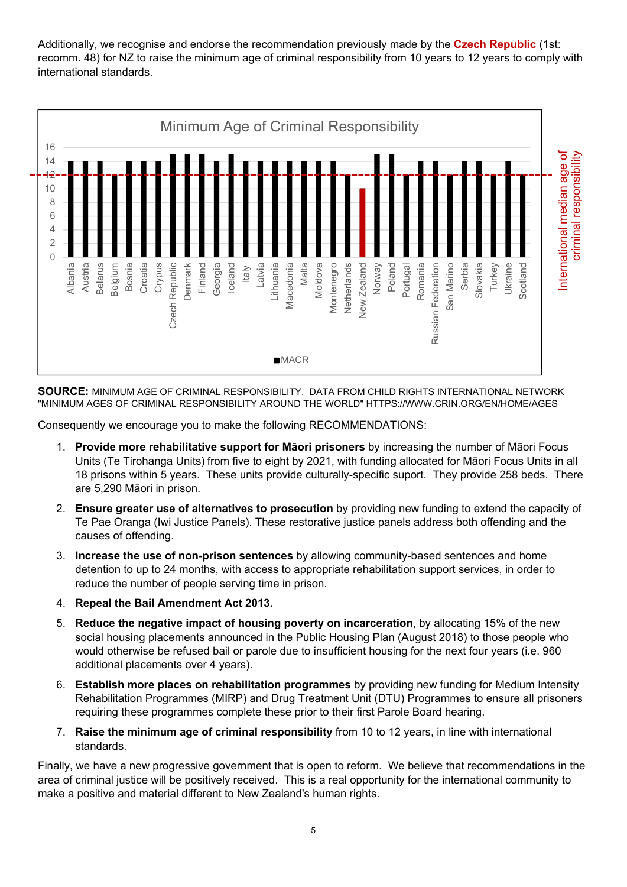Additionally, we recognise and endorse the recommendation previously made by the **Czech Republic** (1st: recomm. 48) for NZ to raise the minimum age of criminal responsibility from 10 years to 12 years to comply with international standards.

Minimum Age of Criminal Responsibility

16
14
12
10
8
6
4
2
0

Albania, Austria, Belarus, Belgium, Bosnia, Croatia, Crypus, Czech Republic, Denmark, Finland, Georgia, Iceland, Italy, Latvia, Lithuania, Macedonia, Malta, Moldova, Montenegro, Netherlands, New Zealand, Norway, Poland, Portugal, Romania, Russian Federation, San Marino, Serbia, Slovakia, Turkey, Ukraine, Scotland

■ MACR

International median age of criminal responsibility

**SOURCE:** MINIMUM AGE OF CRIMINAL RESPONSIBILITY. DATA FROM CHILD RIGHTS INTERNATIONAL NETWORK "MINIMUM AGES OF CRIMINAL RESPONSIBILITY AROUND THE WORLD" HTTPS://WWW.CRIN.ORG/EN/HOME/AGES

Consequently we encourage you to make the following RECOMMENDATIONS:

1. **Provide more rehabilitative support for Māori prisoners** by increasing the number of Māori Focus Units (Te Tirohanga Units) from five to eight by 2021, with funding allocated for Māori Focus Units in all 18 prisons within 5 years. These units provide culturally-specific suport. They provide 258 beds. There are 5,290 Māori in prison.
2. **Ensure greater use of alternatives to prosecution** by providing new funding to extend the capacity of Te Pae Oranga (Iwi Justice Panels). These restorative justice panels address both offending and the causes of offending.
3. **Increase the use of non-prison sentences** by allowing community-based sentences and home detention to up to 24 months, with access to appropriate rehabilitation support services, in order to reduce the number of people serving time in prison.
4. **Repeal the Bail Amendment Act 2013.**
5. **Reduce the negative impact of housing poverty on incarceration**, by allocating 15% of the new social housing placements announced in the Public Housing Plan (August 2018) to those people who would otherwise be refused bail or parole due to insufficient housing for the next four years (i.e. 960 additional placements over 4 years).
6. **Establish more places on rehabilitation programmes** by providing new funding for Medium Intensity Rehabilitation Programmes (MIRP) and Drug Treatment Unit (DTU) Programmes to ensure all prisoners requiring these programmes complete these prior to their first Parole Board hearing.
7. **Raise the minimum age of criminal responsibility** from 10 to 12 years, in line with international standards.

Finally, we have a new progressive government that is open to reform. We believe that recommendations in the area of criminal justice will be positively received. This is a real opportunity for the international community to make a positive and material different to New Zealand's human rights.